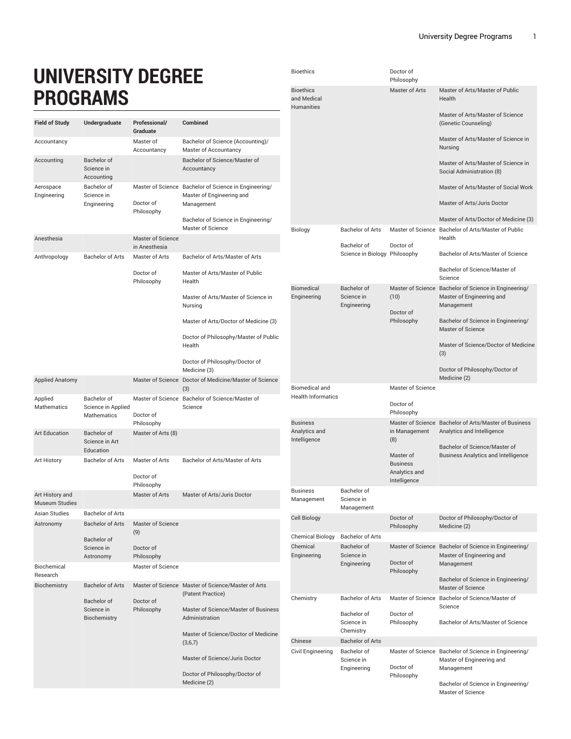# UNIVERSITY DEGREE PROGRAMS

| Field of Study | Undergraduate | Professional/ Graduate | Combined |
|---|---|---|---|
| Accountancy | | Master of Accountancy | Bachelor of Science (Accounting)/ Master of Accountancy |
| Accounting | Bachelor of Science in Accounting | | Bachelor of Science/Master of Accountancy |
| Aerospace Engineering | Bachelor of Science in Engineering | Master of Science<br><br>Doctor of Philosophy | Bachelor of Science in Engineering/ Master of Engineering and Management<br><br>Bachelor of Science in Engineering/ Master of Science |
| Anesthesia | | Master of Science in Anesthesia | |
| Anthropology | Bachelor of Arts | Master of Arts<br><br>Doctor of Philosophy | Bachelor of Arts/Master of Arts<br><br>Master of Arts/Master of Public Health<br><br>Master of Arts/Master of Science in Nursing<br><br>Master of Arts/Doctor of Medicine (3)<br><br>Doctor of Philosophy/Master of Public Health<br><br>Doctor of Philosophy/Doctor of Medicine (3) |
| Applied Anatomy | | Master of Science | Doctor of Medicine/Master of Science (3) |
| Applied Mathematics | Bachelor of Science in Applied Mathematics | Master of Science<br><br>Doctor of Philosophy | Bachelor of Science/Master of Science |
| Art Education | Bachelor of Science in Art Education | Master of Arts (8) | |
| Art History | Bachelor of Arts | Master of Arts<br><br>Doctor of Philosophy | Bachelor of Arts/Master of Arts |
| Art History and Museum Studies | | Master of Arts | Master of Arts/Juris Doctor |
| Asian Studies | Bachelor of Arts | | |
| Astronomy | Bachelor of Arts<br><br>Bachelor of Science in Astronomy | Master of Science (9)<br><br>Doctor of Philosophy | |
| Biochemical Research | | Master of Science | |
| Biochemistry | Bachelor of Arts<br><br>Bachelor of Science in Biochemistry | Master of Science<br><br>Doctor of Philosophy | Master of Science/Master of Arts (Patent Practice)<br><br>Master of Science/Master of Business Administration<br><br>Master of Science/Doctor of Medicine (3,6,7)<br><br>Master of Science/Juris Doctor<br><br>Doctor of Philosophy/Doctor of Medicine (2) |
| Bioethics | | Doctor of Philosophy | |
| Bioethics and Medical Humanities | | Master of Arts | Master of Arts/Master of Public Health<br><br>Master of Arts/Master of Science (Genetic Counseling)<br><br>Master of Arts/Master of Science in Nursing<br><br>Master of Arts/Master of Science in Social Administration (8)<br><br>Master of Arts/Master of Social Work<br><br>Master of Arts/Juris Doctor<br><br>Master of Arts/Doctor of Medicine (3) |
| Biology | Bachelor of Arts<br><br>Bachelor of Science in Biology | Master of Science<br><br>Doctor of Philosophy | Bachelor of Arts/Master of Public Health<br><br>Bachelor of Arts/Master of Science<br><br>Bachelor of Science/Master of Science |
| Biomedical Engineering | Bachelor of Science in Engineering | Master of Science (10)<br><br>Doctor of Philosophy | Bachelor of Science in Engineering/ Master of Engineering and Management<br><br>Bachelor of Science in Engineering/ Master of Science<br><br>Master of Science/Doctor of Medicine (3)<br><br>Doctor of Philosophy/Doctor of Medicine (2) |
| Biomedical and Health Informatics | | Master of Science<br><br>Doctor of Philosophy | |
| Business Analytics and Intelligence | | Master of Science in Management (8)<br><br>Master of Business Analytics and Intelligence | Bachelor of Arts/Master of Business Analytics and Intelligence<br><br>Bachelor of Science/Master of Business Analytics and Intelligence |
| Business Management | Bachelor of Science in Management | | |
| Cell Biology | | Doctor of Philosophy | Doctor of Philosophy/Doctor of Medicine (2) |
| Chemical Biology | Bachelor of Arts | | |
| Chemical Engineering | Bachelor of Science in Engineering | Master of Science<br><br>Doctor of Philosophy | Bachelor of Science in Engineering/ Master of Engineering and Management<br><br>Bachelor of Science in Engineering/ Master of Science |
| Chemistry | Bachelor of Arts<br><br>Bachelor of Science in Chemistry | Master of Science<br><br>Doctor of Philosophy | Bachelor of Science/Master of Science<br><br>Bachelor of Arts/Master of Science |
| Chinese | Bachelor of Arts | | |
| Civil Engineering | Bachelor of Science in Engineering | Master of Science<br><br>Doctor of Philosophy | Bachelor of Science in Engineering/ Master of Engineering and Management<br><br>Bachelor of Science in Engineering/ Master of Science |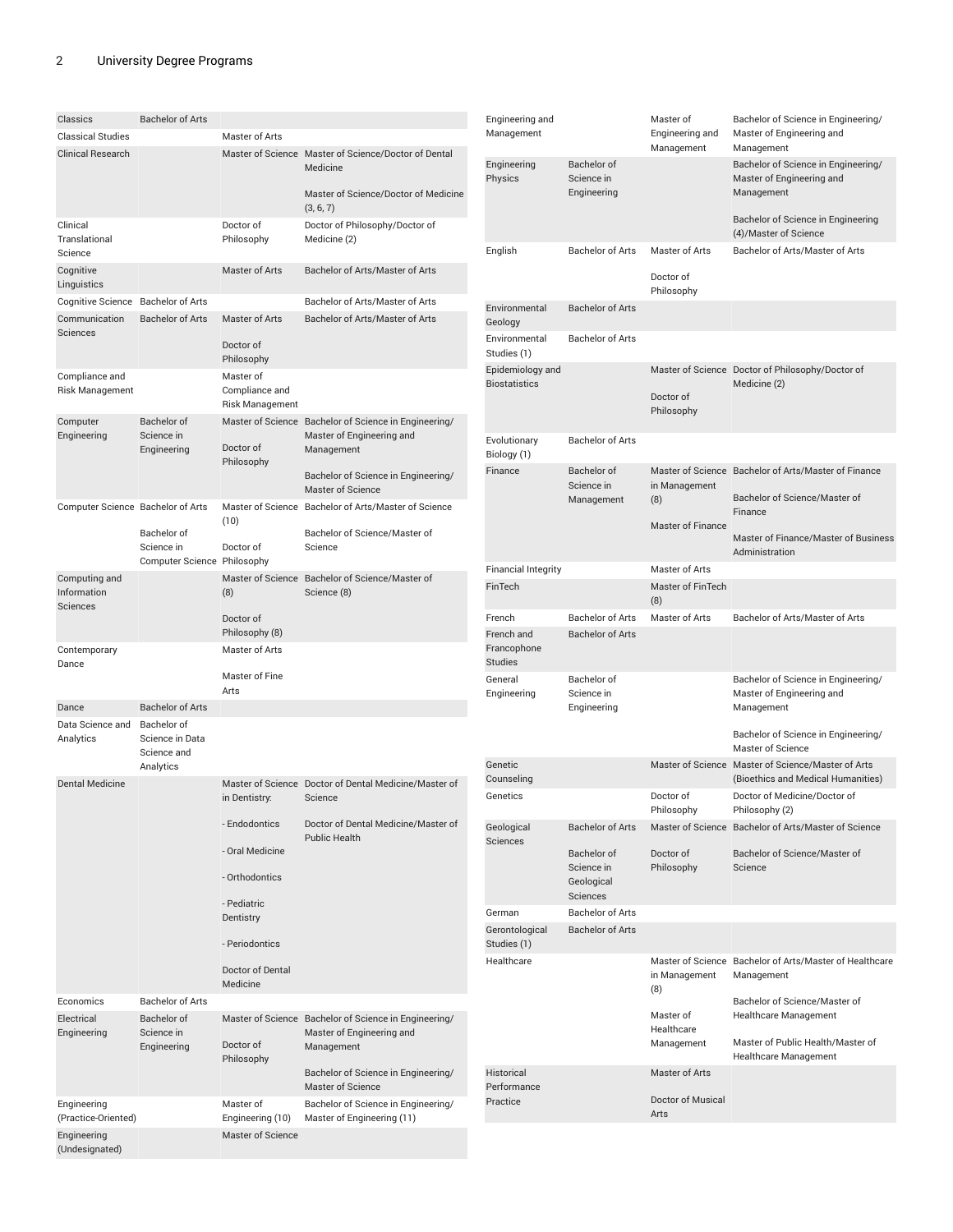| Program | Bachelor's | Master's/Doctoral | Combined |
|---|---|---|---|
| Classics | Bachelor of Arts | | |
| Classical Studies | | Master of Arts | |
| Clinical Research | | Master of Science | Master of Science/Doctor of Dental Medicine<br><br>Master of Science/Doctor of Medicine (3, 6, 7) |
| Clinical Translational Science | | Doctor of Philosophy | Doctor of Philosophy/Doctor of Medicine (2) |
| Cognitive Linguistics | | Master of Arts | Bachelor of Arts/Master of Arts |
| Cognitive Science | Bachelor of Arts | | Bachelor of Arts/Master of Arts |
| Communication Sciences | Bachelor of Arts | Master of Arts<br><br>Doctor of Philosophy | Bachelor of Arts/Master of Arts |
| Compliance and Risk Management | | Master of Compliance and Risk Management | |
| Computer Engineering | Bachelor of Science in Engineering | Master of Science<br><br>Doctor of Philosophy | Bachelor of Science in Engineering/ Master of Engineering and Management<br><br>Bachelor of Science in Engineering/ Master of Science |
| Computer Science | Bachelor of Arts<br><br>Bachelor of Science in Computer Science | Master of Science (10)<br><br>Doctor of Philosophy | Bachelor of Arts/Master of Science<br><br>Bachelor of Science/Master of Science |
| Computing and Information Sciences | | Master of Science (8)<br><br>Doctor of Philosophy (8) | Bachelor of Science/Master of Science (8) |
| Contemporary Dance | | Master of Arts<br><br>Master of Fine Arts | |
| Dance | Bachelor of Arts | | |
| Data Science and Analytics | Bachelor of Science in Data Science and Analytics | | |
| Dental Medicine | | Master of Science in Dentistry:<br><br>- Endodontics<br><br>- Oral Medicine<br><br>- Orthodontics<br><br>- Pediatric Dentistry<br><br>- Periodontics<br><br>Doctor of Dental Medicine | Doctor of Dental Medicine/Master of Science<br><br>Doctor of Dental Medicine/Master of Public Health |
| Economics | Bachelor of Arts | | |
| Electrical Engineering | Bachelor of Science in Engineering | Master of Science<br><br>Doctor of Philosophy | Bachelor of Science in Engineering/ Master of Engineering and Management<br><br>Bachelor of Science in Engineering/ Master of Science |
| Engineering (Practice-Oriented) | | Master of Engineering (10) | Bachelor of Science in Engineering/ Master of Engineering (11) |
| Engineering (Undesignated) | | Master of Science | |
| Engineering and Management | | Master of Engineering and Management | Bachelor of Science in Engineering/ Master of Engineering and Management |
| Engineering Physics | Bachelor of Science in Engineering | | Bachelor of Science in Engineering/ Master of Engineering and Management<br><br>Bachelor of Science in Engineering (4)/Master of Science |
| English | Bachelor of Arts | Master of Arts<br><br>Doctor of Philosophy | Bachelor of Arts/Master of Arts |
| Environmental Geology | Bachelor of Arts | | |
| Environmental Studies (1) | Bachelor of Arts | | |
| Epidemiology and Biostatistics | | Master of Science<br><br>Doctor of Philosophy | Doctor of Philosophy/Doctor of Medicine (2) |
| Evolutionary Biology (1) | Bachelor of Arts | | |
| Finance | Bachelor of Science in Management | Master of Science in Management (8)<br><br>Master of Finance | Bachelor of Arts/Master of Finance<br><br>Bachelor of Science/Master of Finance<br><br>Master of Finance/Master of Business Administration |
| Financial Integrity | | Master of Arts | |
| FinTech | | Master of FinTech (8) | |
| French | Bachelor of Arts | Master of Arts | Bachelor of Arts/Master of Arts |
| French and Francophone Studies | Bachelor of Arts | | |
| General Engineering | Bachelor of Science in Engineering | | Bachelor of Science in Engineering/ Master of Engineering and Management<br><br>Bachelor of Science in Engineering/ Master of Science |
| Genetic Counseling | | Master of Science | Master of Science/Master of Arts (Bioethics and Medical Humanities) |
| Genetics | | Doctor of Philosophy | Doctor of Medicine/Doctor of Philosophy (2) |
| Geological Sciences | Bachelor of Arts<br><br>Bachelor of Science in Geological Sciences | Master of Science<br><br>Doctor of Philosophy | Bachelor of Arts/Master of Science<br><br>Bachelor of Science/Master of Science |
| German | Bachelor of Arts | | |
| Gerontological Studies (1) | Bachelor of Arts | | |
| Healthcare | | Master of Science in Management (8)<br><br>Master of Healthcare Management | Bachelor of Arts/Master of Healthcare Management<br><br>Bachelor of Science/Master of Healthcare Management<br><br>Master of Public Health/Master of Healthcare Management |
| Historical Performance Practice | | Master of Arts<br><br>Doctor of Musical Arts | |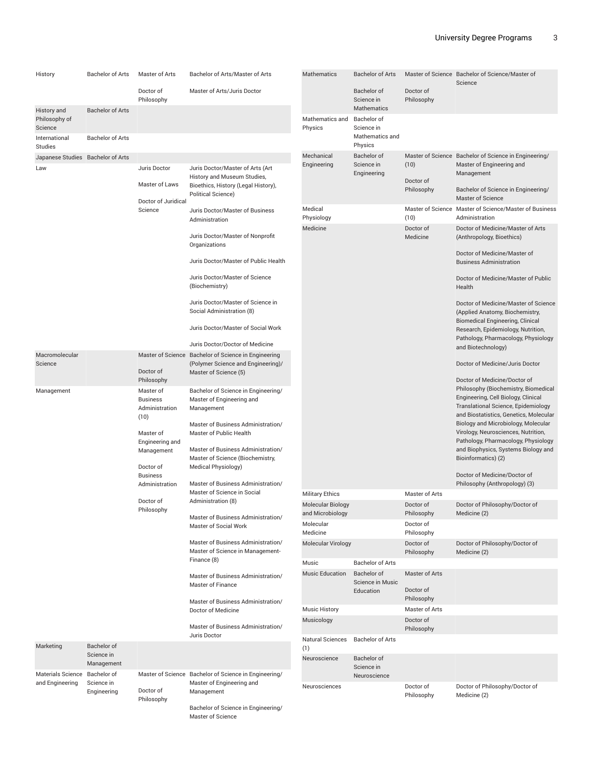| | | | |
|---|---|---|---|
| History | Bachelor of Arts | Master of Arts<br><br>Doctor of Philosophy | Bachelor of Arts/Master of Arts<br><br>Master of Arts/Juris Doctor |
| History and Philosophy of Science | Bachelor of Arts | | |
| International Studies | Bachelor of Arts | | |
| Japanese Studies | Bachelor of Arts | | |
| Law | | Juris Doctor<br><br>Master of Laws<br><br>Doctor of Juridical Science | Juris Doctor/Master of Arts (Art History and Museum Studies, Bioethics, History (Legal History), Political Science)<br><br>Juris Doctor/Master of Business Administration<br><br>Juris Doctor/Master of Nonprofit Organizations<br><br>Juris Doctor/Master of Public Health<br><br>Juris Doctor/Master of Science (Biochemistry)<br><br>Juris Doctor/Master of Science in Social Administration (8)<br><br>Juris Doctor/Master of Social Work<br><br>Juris Doctor/Doctor of Medicine |
| Macromolecular Science | | Master of Science<br><br>Doctor of Philosophy | Bachelor of Science in Engineering (Polymer Science and Engineering)/ Master of Science (5) |
| Management | | Master of Business Administration (10)<br><br>Master of Engineering and Management<br><br>Doctor of Business Administration<br><br>Doctor of Philosophy | Bachelor of Science in Engineering/ Master of Engineering and Management<br><br>Master of Business Administration/ Master of Public Health<br><br>Master of Business Administration/ Master of Science (Biochemistry, Medical Physiology)<br><br>Master of Business Administration/ Master of Science in Social Administration (8)<br><br>Master of Business Administration/ Master of Social Work<br><br>Master of Business Administration/ Master of Science in Management-Finance (8)<br><br>Master of Business Administration/ Master of Finance<br><br>Master of Business Administration/ Doctor of Medicine<br><br>Master of Business Administration/ Juris Doctor |
| Marketing | Bachelor of Science in Management | | |
| Materials Science and Engineering | Bachelor of Science in Engineering | Master of Science<br><br>Doctor of Philosophy | Bachelor of Science in Engineering/ Master of Engineering and Management<br><br>Bachelor of Science in Engineering/ Master of Science |
| Mathematics | Bachelor of Arts<br><br>Bachelor of Science in Mathematics | Master of Science<br><br>Doctor of Philosophy | Bachelor of Science/Master of Science |
| Mathematics and Physics | Bachelor of Science in Mathematics and Physics | | |
| Mechanical Engineering | Bachelor of Science in Engineering | Master of Science (10)<br><br>Doctor of Philosophy | Bachelor of Science in Engineering/ Master of Engineering and Management<br><br>Bachelor of Science in Engineering/ Master of Science |
| Medical Physiology | | Master of Science (10) | Master of Science/Master of Business Administration |
| Medicine | | Doctor of Medicine | Doctor of Medicine/Master of Arts (Anthropology, Bioethics)<br><br>Doctor of Medicine/Master of Business Administration<br><br>Doctor of Medicine/Master of Public Health<br><br>Doctor of Medicine/Master of Science (Applied Anatomy, Biochemistry, Biomedical Engineering, Clinical Research, Epidemiology, Nutrition, Pathology, Pharmacology, Physiology and Biotechnology)<br><br>Doctor of Medicine/Juris Doctor<br><br>Doctor of Medicine/Doctor of Philosophy (Biochemistry, Biomedical Engineering, Cell Biology, Clinical Translational Science, Epidemiology and Biostatistics, Genetics, Molecular Biology and Microbiology, Molecular Virology, Neurosciences, Nutrition, Pathology, Pharmacology, Physiology and Biophysics, Systems Biology and Bioinformatics) (2)<br><br>Doctor of Medicine/Doctor of Philosophy (Anthropology) (3) |
| Military Ethics | | Master of Arts | |
| Molecular Biology and Microbiology | | Doctor of Philosophy | Doctor of Philosophy/Doctor of Medicine (2) |
| Molecular Medicine | | Doctor of Philosophy | |
| Molecular Virology | | Doctor of Philosophy | Doctor of Philosophy/Doctor of Medicine (2) |
| Music | Bachelor of Arts | | |
| Music Education | Bachelor of Science in Music Education | Master of Arts<br><br>Doctor of Philosophy | |
| Music History | | Master of Arts | |
| Musicology | | Doctor of Philosophy | |
| Natural Sciences (1) | Bachelor of Arts | | |
| Neuroscience | Bachelor of Science in Neuroscience | | |
| Neurosciences | | Doctor of Philosophy | Doctor of Philosophy/Doctor of Medicine (2) |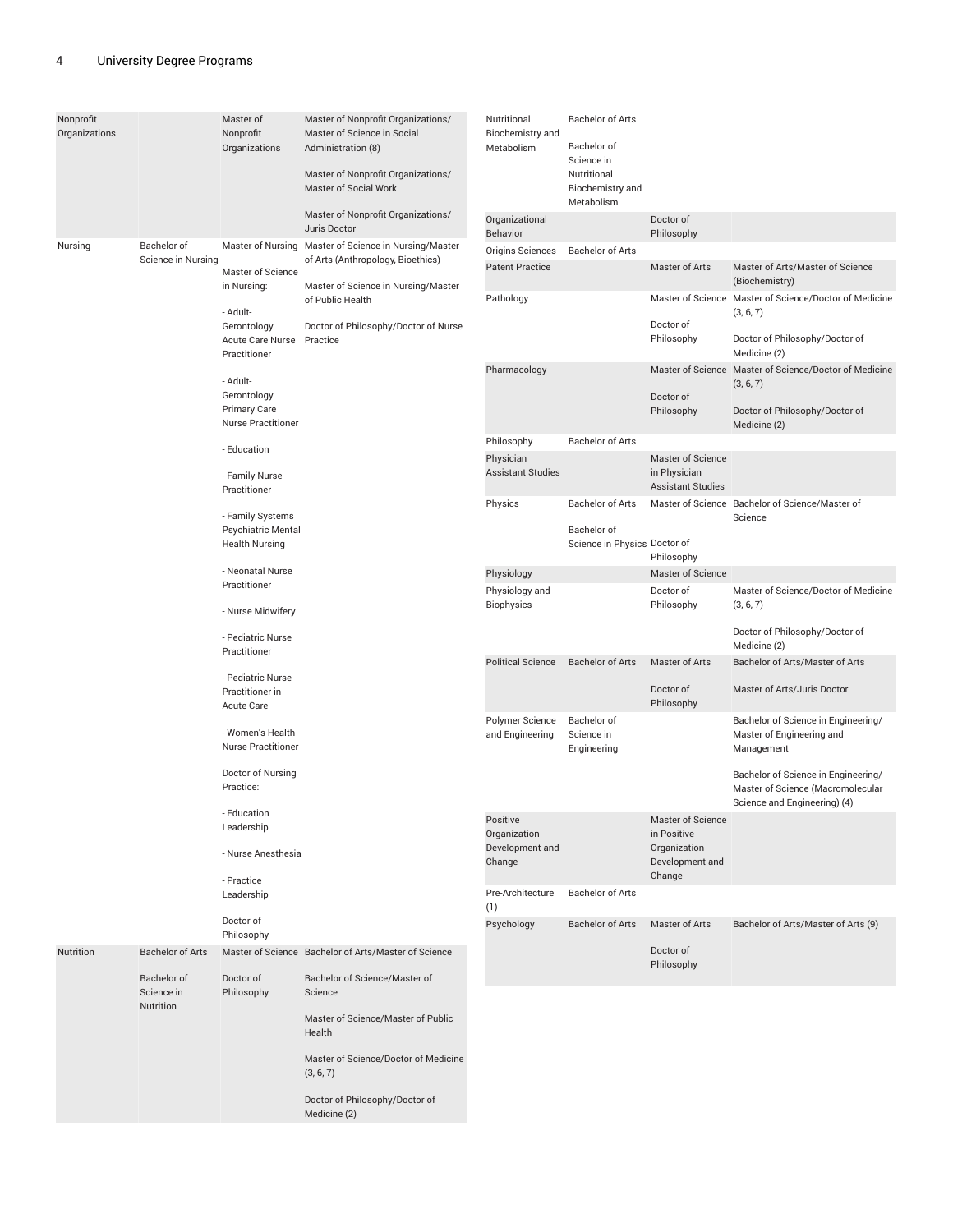| | | | |
|---|---|---|---|
| Nonprofit Organizations | | Master of Nonprofit Organizations | Master of Nonprofit Organizations/ Master of Science in Social Administration (8)<br><br>Master of Nonprofit Organizations/ Master of Social Work<br><br>Master of Nonprofit Organizations/ Juris Doctor |
| Nursing | Bachelor of Science in Nursing | Master of Nursing<br><br>Master of Science in Nursing:<br><br>- Adult-Gerontology Acute Care Nurse Practitioner<br><br>- Adult-Gerontology Primary Care Nurse Practitioner<br><br>- Education<br><br>- Family Nurse Practitioner<br><br>- Family Systems Psychiatric Mental Health Nursing<br><br>- Neonatal Nurse Practitioner<br><br>- Nurse Midwifery<br><br>- Pediatric Nurse Practitioner<br><br>- Pediatric Nurse Practitioner in Acute Care<br><br>- Women's Health Nurse Practitioner<br><br>Doctor of Nursing Practice:<br><br>- Education Leadership<br><br>- Nurse Anesthesia<br><br>- Practice Leadership<br><br>Doctor of Philosophy | Master of Science in Nursing/Master of Arts (Anthropology, Bioethics)<br><br>Master of Science in Nursing/Master of Public Health<br><br>Doctor of Philosophy/Doctor of Nurse Practice |
| Nutrition | Bachelor of Arts<br><br>Bachelor of Science in Nutrition | Master of Science<br><br>Doctor of Philosophy | Bachelor of Arts/Master of Science<br><br>Bachelor of Science/Master of Science<br><br>Master of Science/Master of Public Health<br><br>Master of Science/Doctor of Medicine (3, 6, 7)<br><br>Doctor of Philosophy/Doctor of Medicine (2) |
| Nutritional Biochemistry and Metabolism | Bachelor of Arts<br><br>Bachelor of Science in Nutritional Biochemistry and Metabolism | | |
| Organizational Behavior | | Doctor of Philosophy | |
| Origins Sciences | Bachelor of Arts | | |
| Patent Practice | | Master of Arts | Master of Arts/Master of Science (Biochemistry) |
| Pathology | | Master of Science<br><br>Doctor of Philosophy | Master of Science/Doctor of Medicine (3, 6, 7)<br><br>Doctor of Philosophy/Doctor of Medicine (2) |
| Pharmacology | | Master of Science<br><br>Doctor of Philosophy | Master of Science/Doctor of Medicine (3, 6, 7)<br><br>Doctor of Philosophy/Doctor of Medicine (2) |
| Philosophy | Bachelor of Arts | | |
| Physician Assistant Studies | | Master of Science in Physician Assistant Studies | |
| Physics | Bachelor of Arts<br><br>Bachelor of Science in Physics | Master of Science<br><br>Doctor of Philosophy | Bachelor of Science/Master of Science |
| Physiology | | Master of Science | |
| Physiology and Biophysics | | Doctor of Philosophy | Master of Science/Doctor of Medicine (3, 6, 7)<br><br>Doctor of Philosophy/Doctor of Medicine (2) |
| Political Science | Bachelor of Arts | Master of Arts<br><br>Doctor of Philosophy | Bachelor of Arts/Master of Arts<br><br>Master of Arts/Juris Doctor |
| Polymer Science and Engineering | Bachelor of Science in Engineering | | Bachelor of Science in Engineering/ Master of Engineering and Management<br><br>Bachelor of Science in Engineering/ Master of Science (Macromolecular Science and Engineering) (4) |
| Positive Organization Development and Change | | Master of Science in Positive Organization Development and Change | |
| Pre-Architecture (1) | Bachelor of Arts | | |
| Psychology | Bachelor of Arts | Master of Arts<br><br>Doctor of Philosophy | Bachelor of Arts/Master of Arts (9) |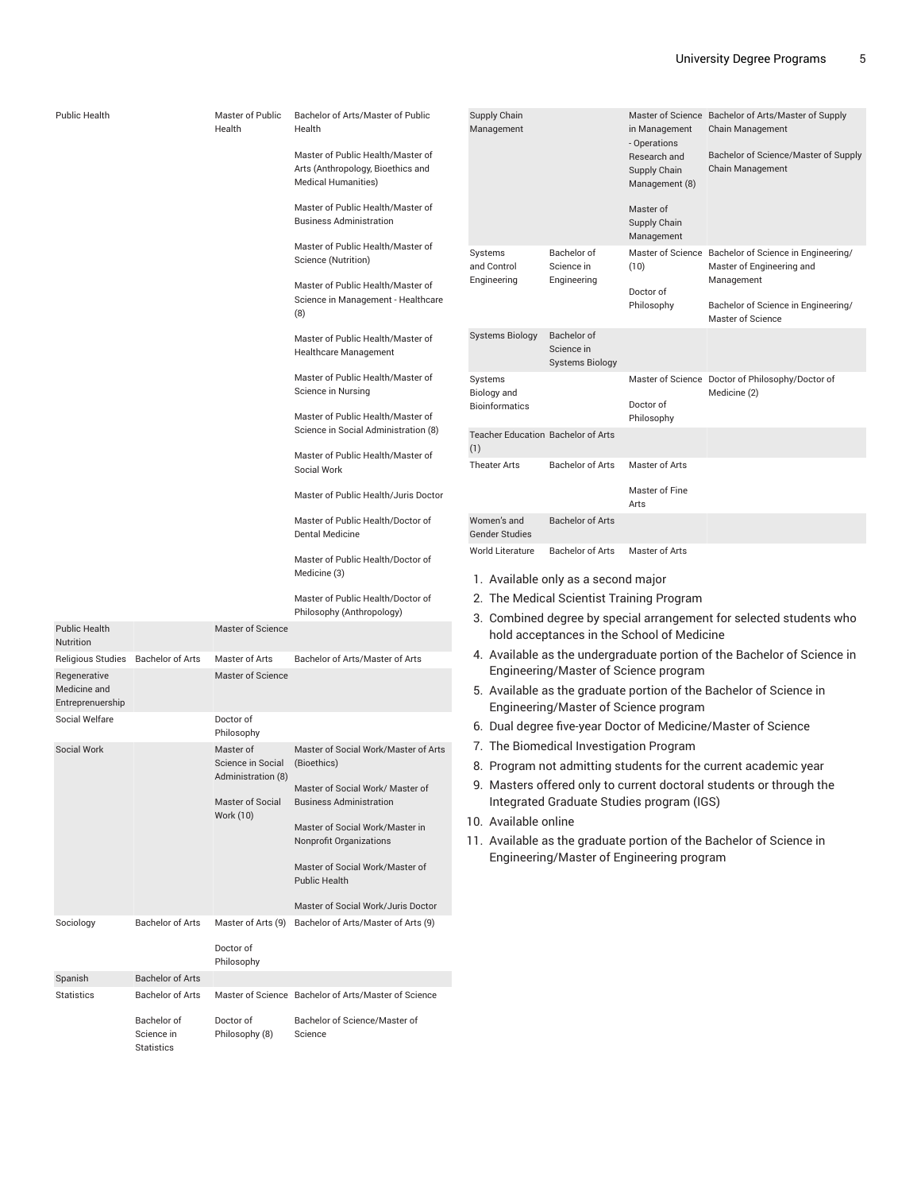| | | | |
|---|---|---|---|
| Public Health | | Master of Public Health | Bachelor of Arts/Master of Public Health<br><br>Master of Public Health/Master of Arts (Anthropology, Bioethics and Medical Humanities)<br><br>Master of Public Health/Master of Business Administration<br><br>Master of Public Health/Master of Science (Nutrition)<br><br>Master of Public Health/Master of Science in Management - Healthcare (8)<br><br>Master of Public Health/Master of Healthcare Management<br><br>Master of Public Health/Master of Science in Nursing<br><br>Master of Public Health/Master of Science in Social Administration (8)<br><br>Master of Public Health/Master of Social Work<br><br>Master of Public Health/Juris Doctor<br><br>Master of Public Health/Doctor of Dental Medicine<br><br>Master of Public Health/Doctor of Medicine (3)<br><br>Master of Public Health/Doctor of Philosophy (Anthropology) |
| Public Health Nutrition | | Master of Science | |
| Religious Studies | Bachelor of Arts | Master of Arts | Bachelor of Arts/Master of Arts |
| Regenerative Medicine and Entrepreneurship | | Master of Science | |
| Social Welfare | | Doctor of Philosophy | |
| Social Work | | Master of Science in Social Administration (8)<br><br>Master of Social Work (10) | Master of Social Work/Master of Arts (Bioethics)<br><br>Master of Social Work/ Master of Business Administration<br><br>Master of Social Work/Master in Nonprofit Organizations<br><br>Master of Social Work/Master of Public Health<br><br>Master of Social Work/Juris Doctor |
| Sociology | Bachelor of Arts | Master of Arts (9)<br><br>Doctor of Philosophy | Bachelor of Arts/Master of Arts (9) |
| Spanish | Bachelor of Arts | | |
| Statistics | Bachelor of Arts<br><br>Bachelor of Science in Statistics | Master of Science<br><br>Doctor of Philosophy (8) | Bachelor of Arts/Master of Science<br><br>Bachelor of Science/Master of Science |
| Supply Chain Management | | Master of Science in Management - Operations Research and Supply Chain Management (8)<br><br>Master of Supply Chain Management | Bachelor of Arts/Master of Supply Chain Management<br><br>Bachelor of Science/Master of Supply Chain Management |
| Systems and Control Engineering | Bachelor of Science in Engineering | Master of Science (10)<br><br>Doctor of Philosophy | Bachelor of Science in Engineering/ Master of Engineering and Management<br><br>Bachelor of Science in Engineering/ Master of Science |
| Systems Biology | Bachelor of Science in Systems Biology | | |
| Systems Biology and Bioinformatics | | Master of Science<br><br>Doctor of Philosophy | Doctor of Philosophy/Doctor of Medicine (2) |
| Teacher Education (1) | Bachelor of Arts | | |
| Theater Arts | Bachelor of Arts | Master of Arts<br><br>Master of Fine Arts | |
| Women's and Gender Studies | Bachelor of Arts | | |
| World Literature | Bachelor of Arts | Master of Arts | |

1. Available only as a second major
2. The Medical Scientist Training Program
3. Combined degree by special arrangement for selected students who hold acceptances in the School of Medicine
4. Available as the undergraduate portion of the Bachelor of Science in Engineering/Master of Science program
5. Available as the graduate portion of the Bachelor of Science in Engineering/Master of Science program
6. Dual degree five-year Doctor of Medicine/Master of Science
7. The Biomedical Investigation Program
8. Program not admitting students for the current academic year
9. Masters offered only to current doctoral students or through the Integrated Graduate Studies program (IGS)
10. Available online
11. Available as the graduate portion of the Bachelor of Science in Engineering/Master of Engineering program